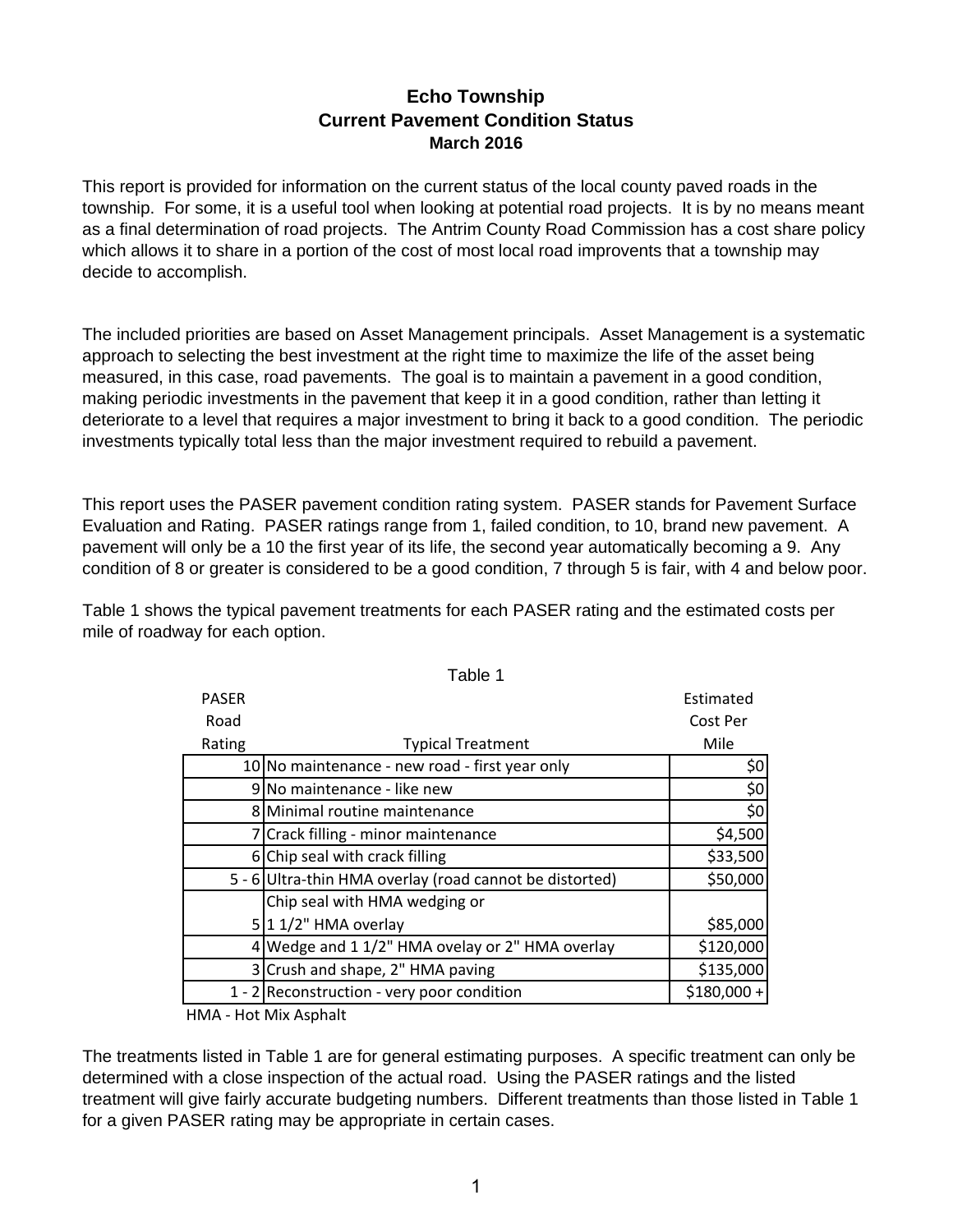# Echo Township
## Current Pavement Condition Status
### March 2016

This report is provided for information on the current status of the local county paved roads in the township. For some, it is a useful tool when looking at potential road projects. It is by no means meant as a final determination of road projects. The Antrim County Road Commission has a cost share policy which allows it to share in a portion of the cost of most local road improvents that a township may decide to accomplish.

The included priorities are based on Asset Management principals. Asset Management is a systematic approach to selecting the best investment at the right time to maximize the life of the asset being measured, in this case, road pavements. The goal is to maintain a pavement in a good condition, making periodic investments in the pavement that keep it in a good condition, rather than letting it deteriorate to a level that requires a major investment to bring it back to a good condition. The periodic investments typically total less than the major investment required to rebuild a pavement.

This report uses the PASER pavement condition rating system. PASER stands for Pavement Surface Evaluation and Rating. PASER ratings range from 1, failed condition, to 10, brand new pavement. A pavement will only be a 10 the first year of its life, the second year automatically becoming a 9. Any condition of 8 or greater is considered to be a good condition, 7 through 5 is fair, with 4 and below poor.

Table 1 shows the typical pavement treatments for each PASER rating and the estimated costs per mile of roadway for each option.

Table 1

| PASER Road Rating | Typical Treatment | Estimated Cost Per Mile |
|---|---|---|
| 10 | No maintenance - new road - first year only | $0 |
| 9 | No maintenance - like new | $0 |
| 8 | Minimal routine maintenance | $0 |
| 7 | Crack filling - minor maintenance | $4,500 |
| 6 | Chip seal with crack filling | $33,500 |
| 5 - 6 | Ultra-thin HMA overlay (road cannot be distorted) | $50,000 |
| 5 | Chip seal with HMA wedging or 1 1/2" HMA overlay | $85,000 |
| 4 | Wedge and 1 1/2" HMA ovelay or 2" HMA overlay | $120,000 |
| 3 | Crush and shape, 2" HMA paving | $135,000 |
| 1 - 2 | Reconstruction - very poor condition | $180,000 + |

HMA - Hot Mix Asphalt

The treatments listed in Table 1 are for general estimating purposes. A specific treatment can only be determined with a close inspection of the actual road. Using the PASER ratings and the listed treatment will give fairly accurate budgeting numbers. Different treatments than those listed in Table 1 for a given PASER rating may be appropriate in certain cases.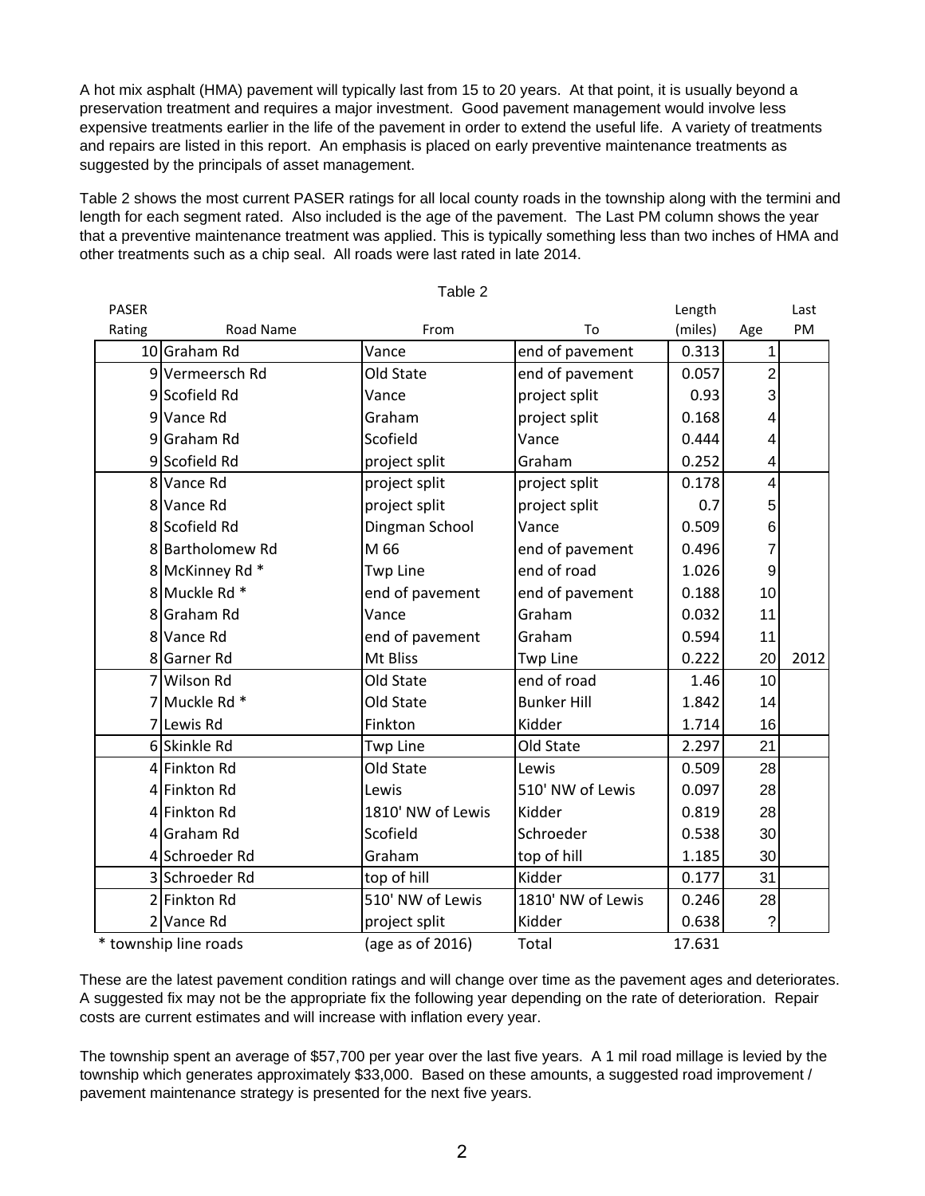A hot mix asphalt (HMA) pavement will typically last from 15 to 20 years. At that point, it is usually beyond a preservation treatment and requires a major investment. Good pavement management would involve less expensive treatments earlier in the life of the pavement in order to extend the useful life. A variety of treatments and repairs are listed in this report. An emphasis is placed on early preventive maintenance treatments as suggested by the principals of asset management.

Table 2 shows the most current PASER ratings for all local county roads in the township along with the termini and length for each segment rated. Also included is the age of the pavement. The Last PM column shows the year that a preventive maintenance treatment was applied. This is typically something less than two inches of HMA and other treatments such as a chip seal. All roads were last rated in late 2014.

Table 2

| PASER Rating | Road Name | From | To | Length (miles) | Age | Last PM |
|---|---|---|---|---|---|---|
| 10 | Graham Rd | Vance | end of pavement | 0.313 | 1 | |
| 9 | Vermeersch Rd | Old State | end of pavement | 0.057 | 2 | |
| 9 | Scofield Rd | Vance | project split | 0.93 | 3 | |
| 9 | Vance Rd | Graham | project split | 0.168 | 4 | |
| 9 | Graham Rd | Scofield | Vance | 0.444 | 4 | |
| 9 | Scofield Rd | project split | Graham | 0.252 | 4 | |
| 8 | Vance Rd | project split | project split | 0.178 | 4 | |
| 8 | Vance Rd | project split | project split | 0.7 | 5 | |
| 8 | Scofield Rd | Dingman School | Vance | 0.509 | 6 | |
| 8 | Bartholomew Rd | M 66 | end of pavement | 0.496 | 7 | |
| 8 | McKinney Rd * | Twp Line | end of road | 1.026 | 9 | |
| 8 | Muckle Rd * | end of pavement | end of pavement | 0.188 | 10 | |
| 8 | Graham Rd | Vance | Graham | 0.032 | 11 | |
| 8 | Vance Rd | end of pavement | Graham | 0.594 | 11 | |
| 8 | Garner Rd | Mt Bliss | Twp Line | 0.222 | 20 | 2012 |
| 7 | Wilson Rd | Old State | end of road | 1.46 | 10 | |
| 7 | Muckle Rd * | Old State | Bunker Hill | 1.842 | 14 | |
| 7 | Lewis Rd | Finkton | Kidder | 1.714 | 16 | |
| 6 | Skinkle Rd | Twp Line | Old State | 2.297 | 21 | |
| 4 | Finkton Rd | Old State | Lewis | 0.509 | 28 | |
| 4 | Finkton Rd | Lewis | 510' NW of Lewis | 0.097 | 28 | |
| 4 | Finkton Rd | 1810' NW of Lewis | Kidder | 0.819 | 28 | |
| 4 | Graham Rd | Scofield | Schroeder | 0.538 | 30 | |
| 4 | Schroeder Rd | Graham | top of hill | 1.185 | 30 | |
| 3 | Schroeder Rd | top of hill | Kidder | 0.177 | 31 | |
| 2 | Finkton Rd | 510' NW of Lewis | 1810' NW of Lewis | 0.246 | 28 | |
| 2 | Vance Rd | project split | Kidder | 0.638 | ? | |
| * township line roads | | (age as of 2016) | Total | 17.631 | | |

These are the latest pavement condition ratings and will change over time as the pavement ages and deteriorates. A suggested fix may not be the appropriate fix the following year depending on the rate of deterioration. Repair costs are current estimates and will increase with inflation every year.

The township spent an average of $57,700 per year over the last five years. A 1 mil road millage is levied by the township which generates approximately $33,000. Based on these amounts, a suggested road improvement / pavement maintenance strategy is presented for the next five years.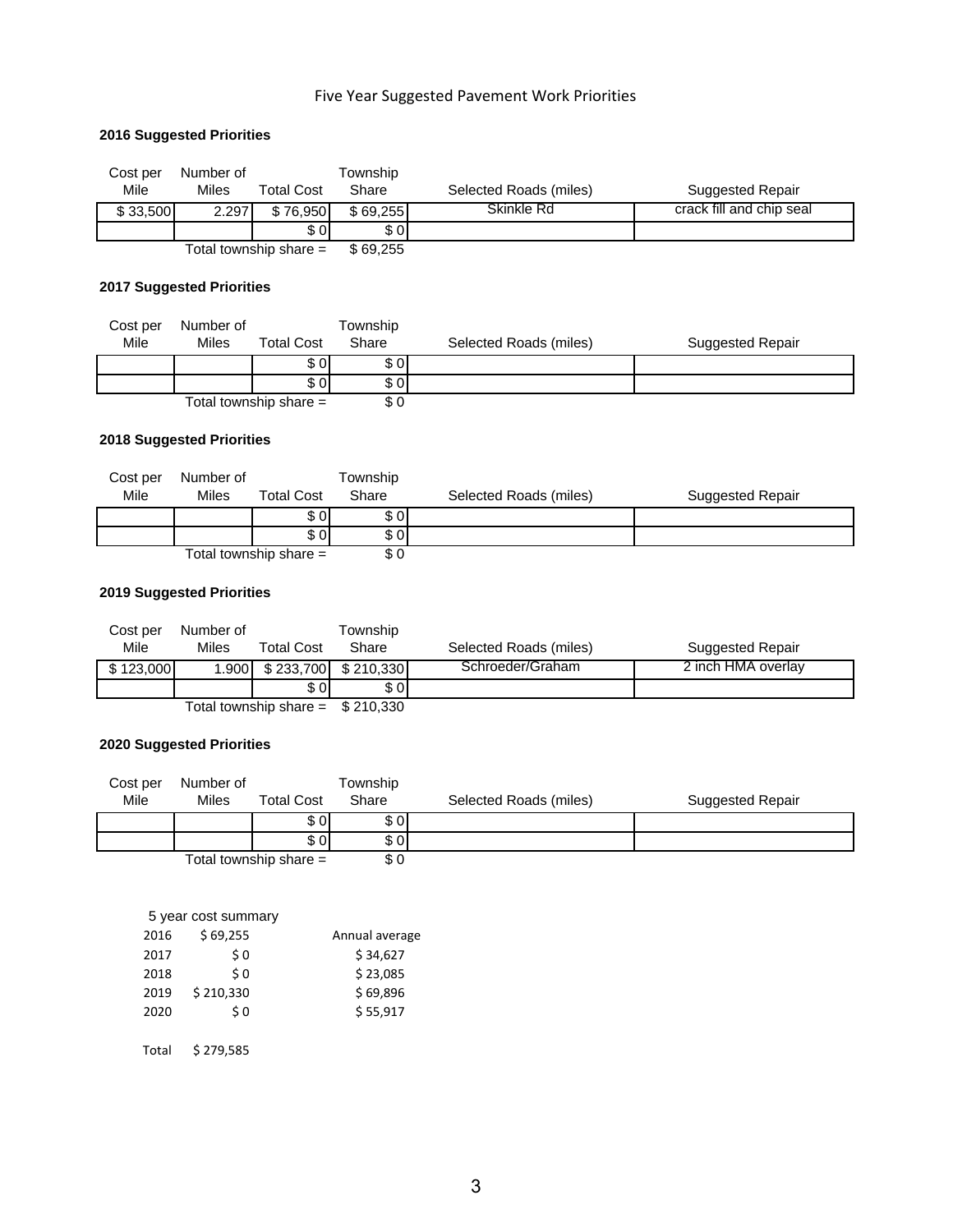# Five Year Suggested Pavement Work Priorities

### 2016 Suggested Priorities

| Cost per Mile | Number of Miles | Total Cost | Township Share | Selected Roads (miles) | Suggested Repair |
|---|---|---|---|---|---|
| $ 33,500 | 2.297 | $ 76,950 | $ 69,255 | Skinkle Rd | crack fill and chip seal |
| | | $ 0 | $ 0 | | |
| | Total township share = | | $ 69,255 | | |

### 2017 Suggested Priorities

| Cost per Mile | Number of Miles | Total Cost | Township Share | Selected Roads (miles) | Suggested Repair |
|---|---|---|---|---|---|
| | | $ 0 | $ 0 | | |
| | | $ 0 | $ 0 | | |
| | Total township share = | | $ 0 | | |

### 2018 Suggested Priorities

| Cost per Mile | Number of Miles | Total Cost | Township Share | Selected Roads (miles) | Suggested Repair |
|---|---|---|---|---|---|
| | | $ 0 | $ 0 | | |
| | | $ 0 | $ 0 | | |
| | Total township share = | | $ 0 | | |

### 2019 Suggested Priorities

| Cost per Mile | Number of Miles | Total Cost | Township Share | Selected Roads (miles) | Suggested Repair |
|---|---|---|---|---|---|
| $ 123,000 | 1.900 | $ 233,700 | $ 210,330 | Schroeder/Graham | 2 inch HMA overlay |
| | | $ 0 | $ 0 | | |
| | Total township share = | | $ 210,330 | | |

### 2020 Suggested Priorities

| Cost per Mile | Number of Miles | Total Cost | Township Share | Selected Roads (miles) | Suggested Repair |
|---|---|---|---|---|---|
| | | $ 0 | $ 0 | | |
| | | $ 0 | $ 0 | | |
| | Total township share = | | $ 0 | | |

5 year cost summary

| | | Annual average |
|---|---|---|
| 2016 | $ 69,255 | |
| 2017 | $ 0 | $ 34,627 |
| 2018 | $ 0 | $ 23,085 |
| 2019 | $ 210,330 | $ 69,896 |
| 2020 | $ 0 | $ 55,917 |
| | | |
| Total | $ 279,585 | |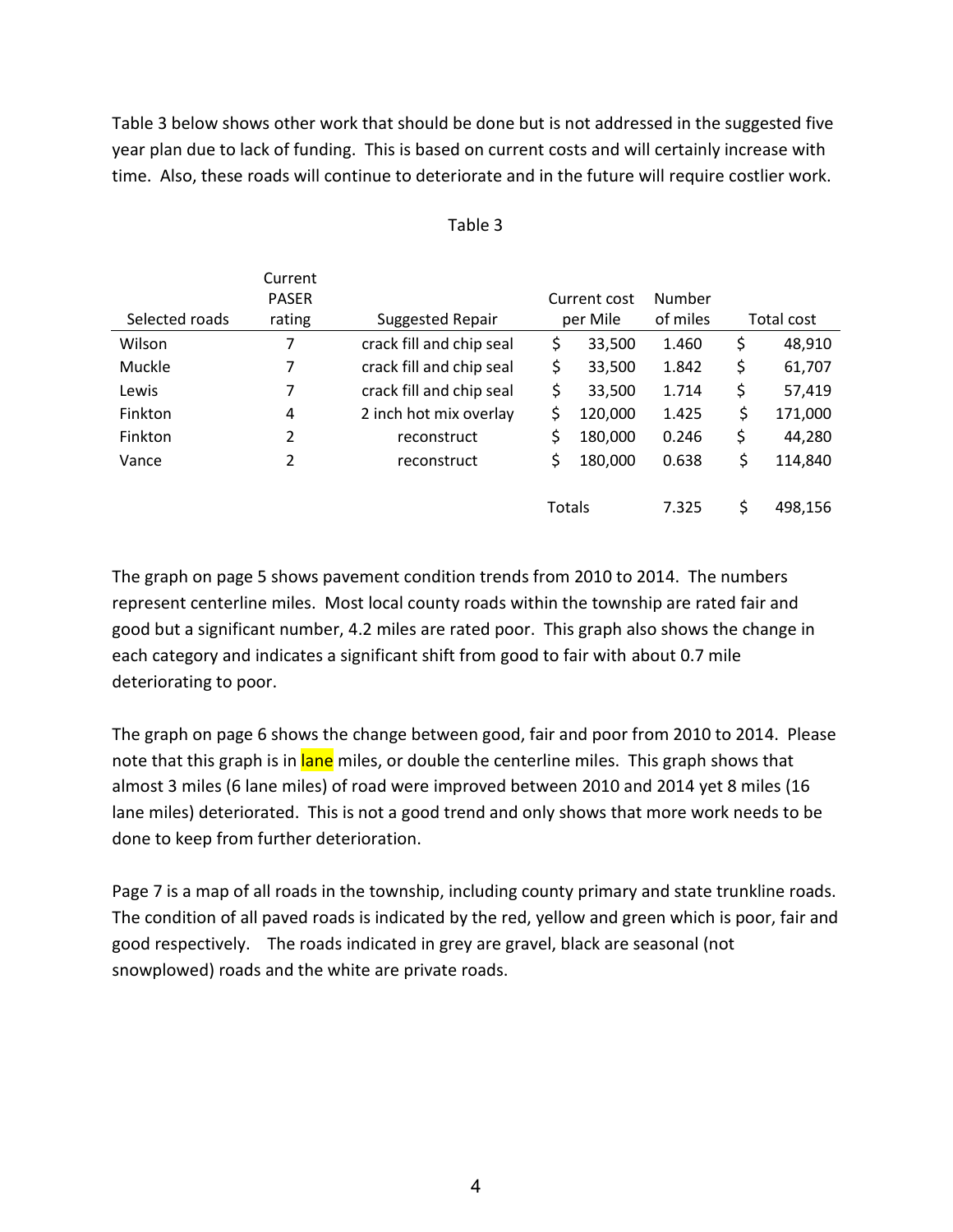Table 3 below shows other work that should be done but is not addressed in the suggested five year plan due to lack of funding. This is based on current costs and will certainly increase with time. Also, these roads will continue to deteriorate and in the future will require costlier work.

Table 3

| Selected roads | Current PASER rating | Suggested Repair | Current cost per Mile | Number of miles | Total cost |
|---|---|---|---|---|---|
| Wilson | 7 | crack fill and chip seal | $ 33,500 | 1.460 | $ 48,910 |
| Muckle | 7 | crack fill and chip seal | $ 33,500 | 1.842 | $ 61,707 |
| Lewis | 7 | crack fill and chip seal | $ 33,500 | 1.714 | $ 57,419 |
| Finkton | 4 | 2 inch hot mix overlay | $ 120,000 | 1.425 | $ 171,000 |
| Finkton | 2 | reconstruct | $ 180,000 | 0.246 | $ 44,280 |
| Vance | 2 | reconstruct | $ 180,000 | 0.638 | $ 114,840 |
| | | | Totals | 7.325 | $ 498,156 |

The graph on page 5 shows pavement condition trends from 2010 to 2014. The numbers represent centerline miles. Most local county roads within the township are rated fair and good but a significant number, 4.2 miles are rated poor. This graph also shows the change in each category and indicates a significant shift from good to fair with about 0.7 mile deteriorating to poor.

The graph on page 6 shows the change between good, fair and poor from 2010 to 2014. Please note that this graph is in lane miles, or double the centerline miles. This graph shows that almost 3 miles (6 lane miles) of road were improved between 2010 and 2014 yet 8 miles (16 lane miles) deteriorated. This is not a good trend and only shows that more work needs to be done to keep from further deterioration.

Page 7 is a map of all roads in the township, including county primary and state trunkline roads. The condition of all paved roads is indicated by the red, yellow and green which is poor, fair and good respectively. The roads indicated in grey are gravel, black are seasonal (not snowplowed) roads and the white are private roads.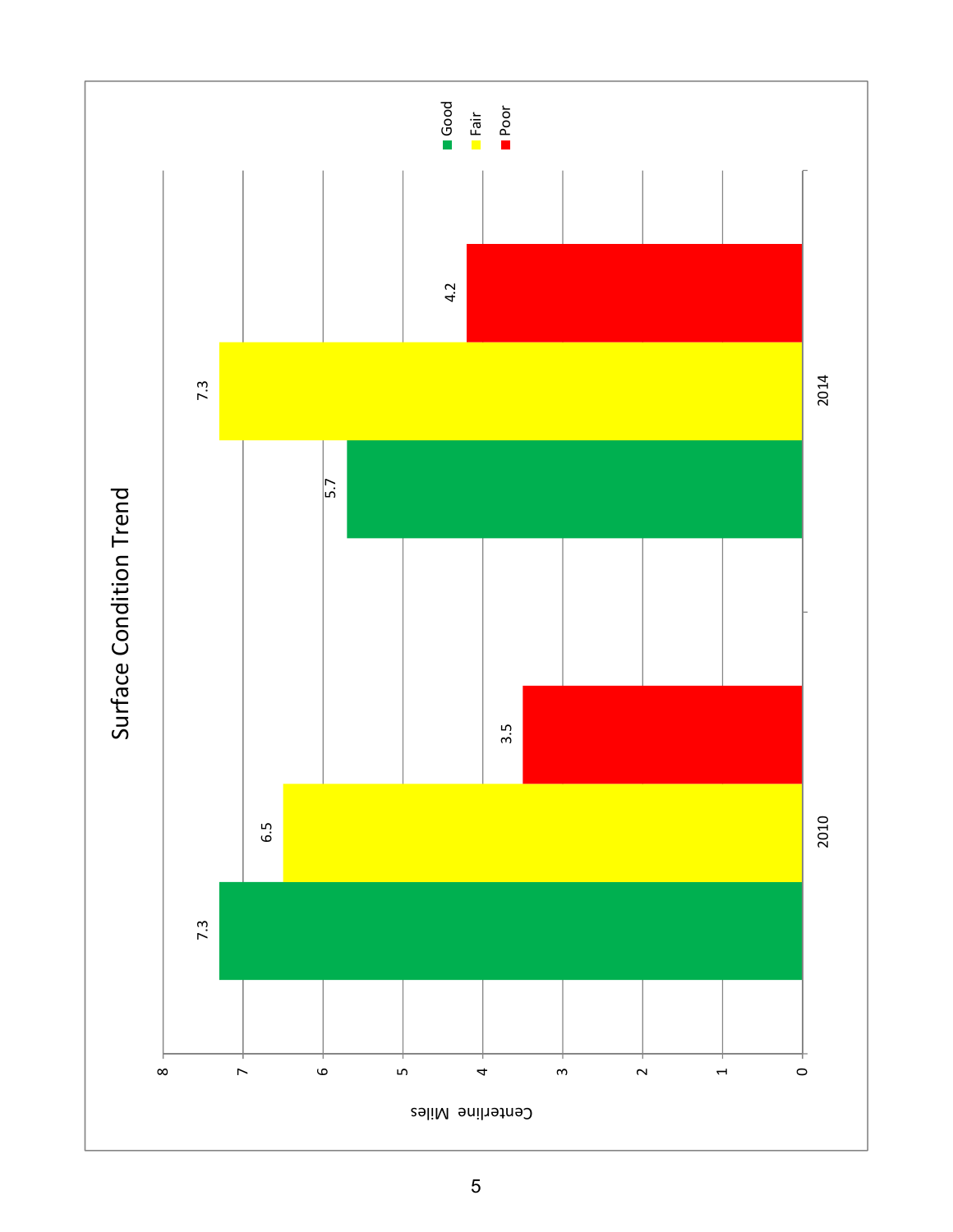# Surface Condition Trend

| Year | Good | Fair | Poor |
|---|---|---|---|
| 2010 | 7.3 | 6.5 | 3.5 |
| 2014 | 5.7 | 7.3 | 4.2 |

Centerline Miles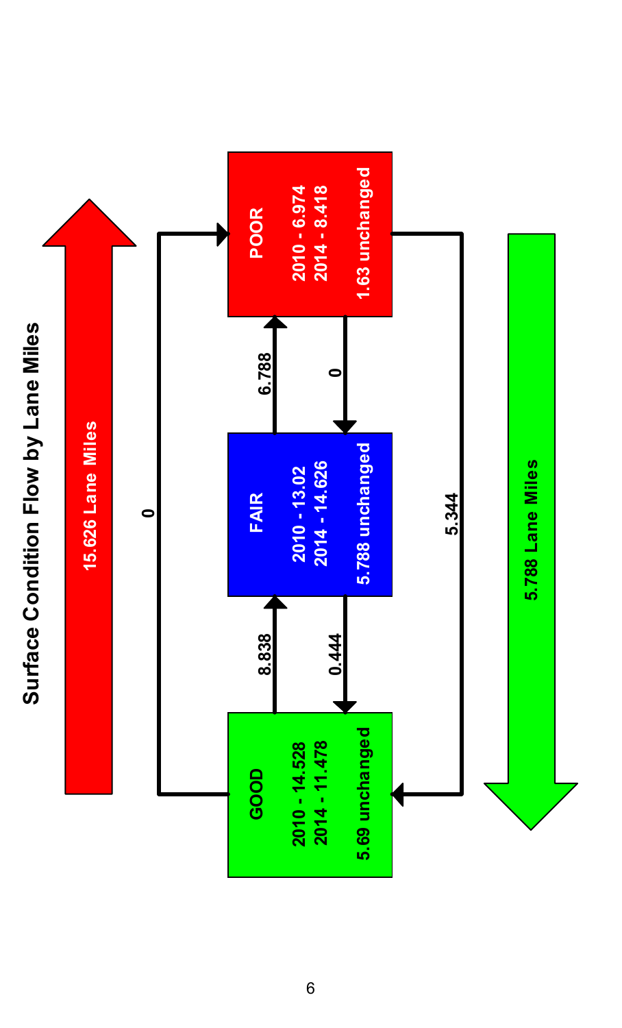# Surface Condition Flow by Lane Miles

**15.626 Lane Miles**

**GOOD**
2010 - 14.528
2014 - 11.478
5.69 unchanged

**FAIR**
2010 - 13.02
2014 - 14.626
5.788 unchanged

**POOR**
2010 - 6.974
2014 - 8.418
1.63 unchanged

| From | To | Lane Miles |
|---|---|---|
| Good | Fair | 8.838 |
| Fair | Good | 0.444 |
| Fair | Poor | 6.788 |
| Poor | Fair | 0 |
| Good | Poor | 0 |
| Poor | Good | 5.344 |

**5.788 Lane Miles**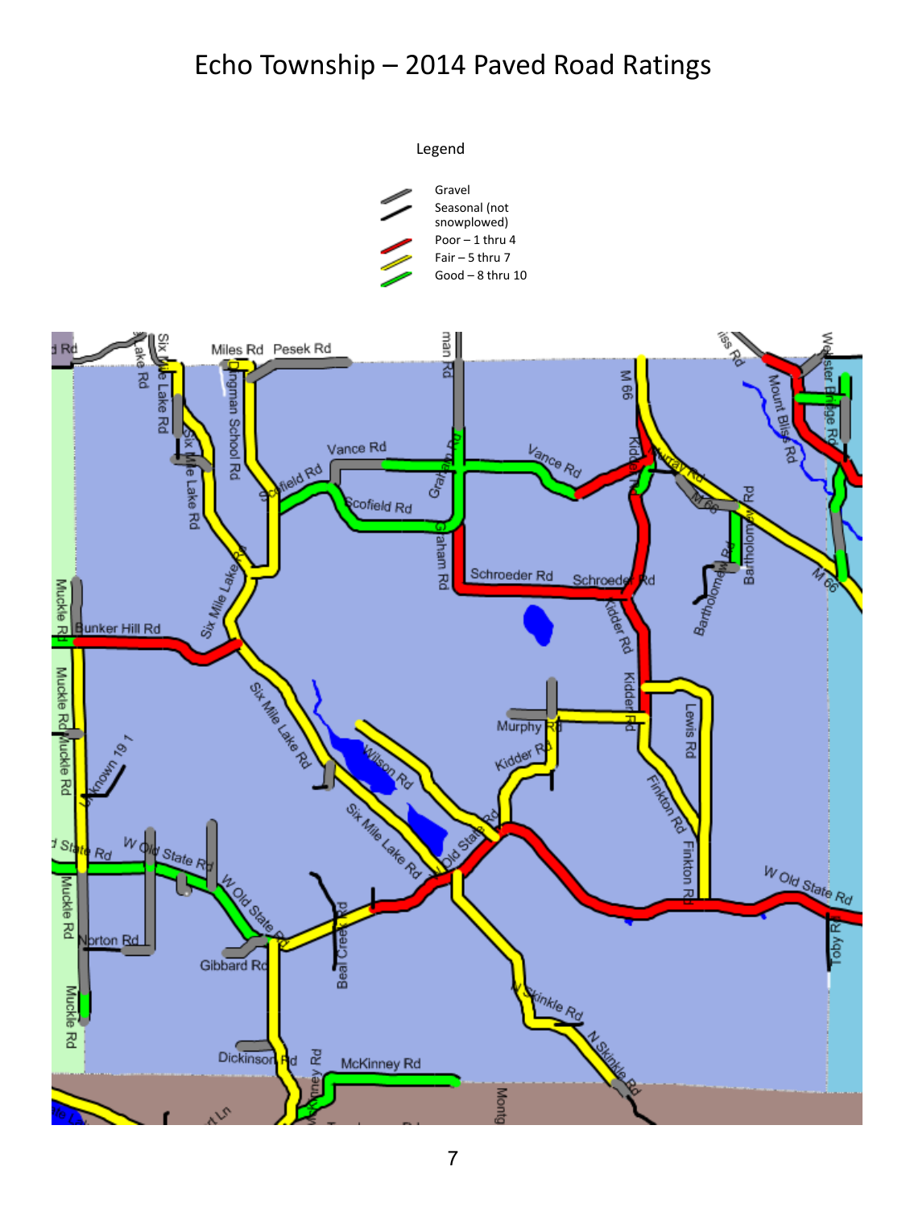# Echo Township – 2014 Paved Road Ratings

Legend

Gravel

Seasonal (not snowplowed)

Poor – 1 thru 4

Fair – 5 thru 7

Good – 8 thru 10

Miles Rd
Pesek Rd
Six Mile Lake Rd
Dingman School Rd
Vance Rd
Scofield Rd
Graham Rd
M 66
Kidder Rd
Murray Rd
Mount Bliss Rd
Webster Bridge Rd
Bartholomew Rd
Schroeder Rd
Muckle Rd
Bunker Hill Rd
Murphy Rd
Lewis Rd
Finkton Rd
Wilson Rd
Unknown 19 1
W Old State Rd
Old State Rd
Norton Rd
Gibbard Rd
Beal Creek Rd
Toby Rd
N Skinkle Rd
Dickinson Rd
McKinney Rd